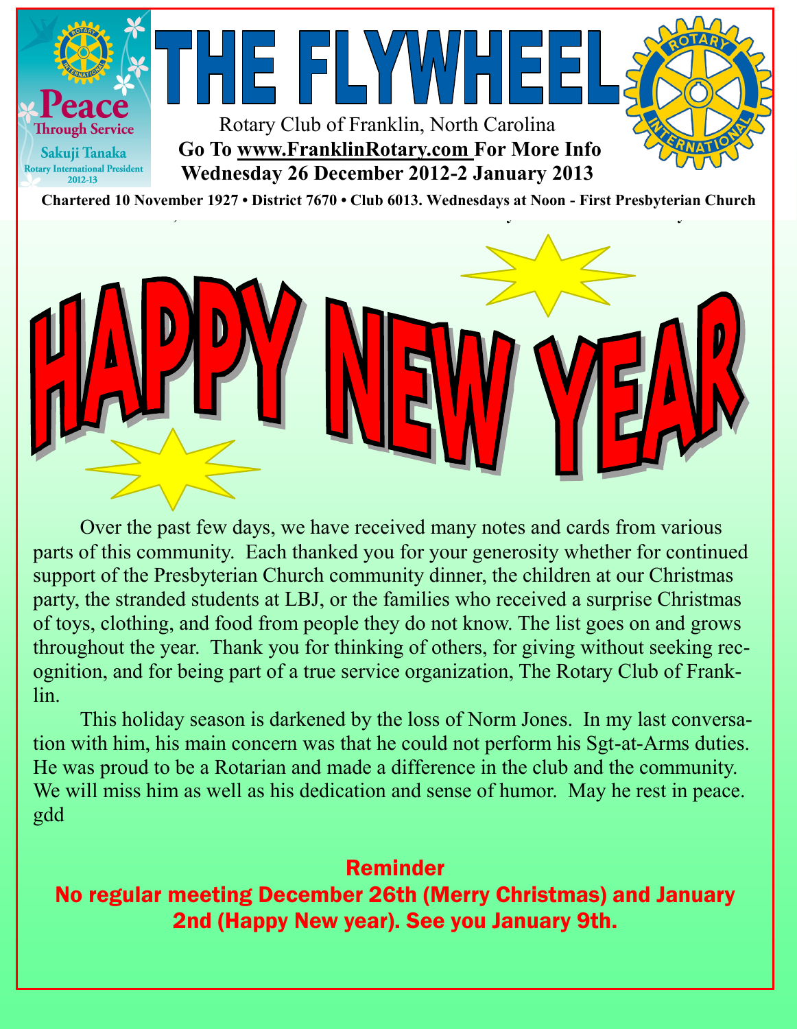# THE FLYWHEEL

Peace Through Service
Sakuji Tanaka
Rotary International President 2012-13

Rotary Club of Franklin, North Carolina

**Go To www.FranklinRotary.com For More Info**

**Wednesday 26 December 2012-2 January 2013**

**Chartered 10 November 1927 • District 7670 • Club 6013. Wednesdays at Noon - First Presbyterian Church**

# HAPPY NEW YEAR

Over the past few days, we have received many notes and cards from various parts of this community. Each thanked you for your generosity whether for continued support of the Presbyterian Church community dinner, the children at our Christmas party, the stranded students at LBJ, or the families who received a surprise Christmas of toys, clothing, and food from people they do not know. The list goes on and grows throughout the year. Thank you for thinking of others, for giving without seeking recognition, and for being part of a true service organization, The Rotary Club of Franklin.

This holiday season is darkened by the loss of Norm Jones. In my last conversation with him, his main concern was that he could not perform his Sgt-at-Arms duties. He was proud to be a Rotarian and made a difference in the club and the community. We will miss him as well as his dedication and sense of humor. May he rest in peace.
gdd

## Reminder

**No regular meeting December 26th (Merry Christmas) and January 2nd (Happy New year). See you January 9th.**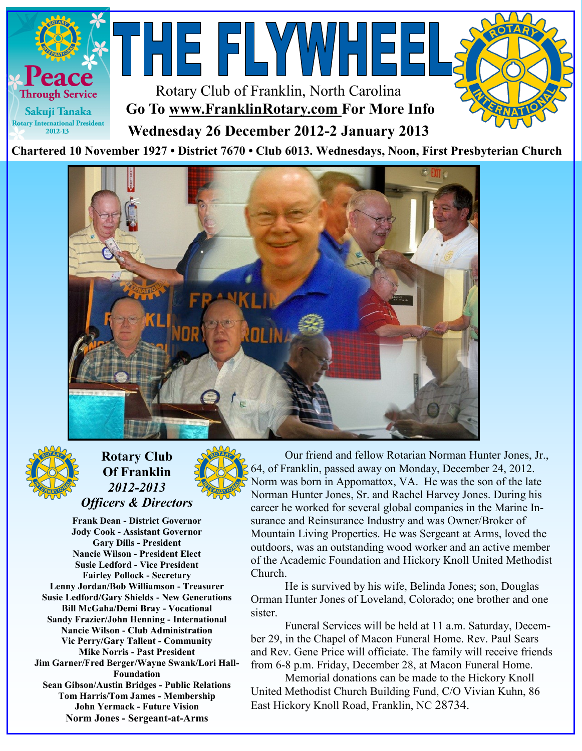# THE FLYWHEEL

Peace Through Service
Sakuji Tanaka
Rotary International President 2012-13

Rotary Club of Franklin, North Carolina

**Go To [www.FranklinRotary.com](http://www.FranklinRotary.com) For More Info**

**Wednesday 26 December 2012-2 January 2013**

**Chartered 10 November 1927 • District 7670 • Club 6013. Wednesdays, Noon, First Presbyterian Church**

## Rotary Club Of Franklin *2012-2013 Officers & Directors*

**Frank Dean - District Governor**
**Jody Cook - Assistant Governor**
**Gary Dills - President**
**Nancie Wilson - President Elect**
**Susie Ledford - Vice President**
**Fairley Pollock - Secretary**
**Lenny Jordan/Bob Williamson - Treasurer**
**Susie Ledford/Gary Shields - New Generations**
**Bill McGaha/Demi Bray - Vocational**
**Sandy Frazier/John Henning - International**
**Nancie Wilson - Club Administration**
**Vic Perry/Gary Tallent - Community**
**Mike Norris - Past President**
**Jim Garner/Fred Berger/Wayne Swank/Lori Hall- Foundation**
**Sean Gibson/Austin Bridges - Public Relations**
**Tom Harris/Tom James - Membership**
**John Yermack - Future Vision**
**Norm Jones - Sergeant-at-Arms**

Our friend and fellow Rotarian Norman Hunter Jones, Jr., 64, of Franklin, passed away on Monday, December 24, 2012. Norm was born in Appomattox, VA. He was the son of the late Norman Hunter Jones, Sr. and Rachel Harvey Jones. During his career he worked for several global companies in the Marine Insurance and Reinsurance Industry and was Owner/Broker of Mountain Living Properties. He was Sergeant at Arms, loved the outdoors, was an outstanding wood worker and an active member of the Academic Foundation and Hickory Knoll United Methodist Church.

He is survived by his wife, Belinda Jones; son, Douglas Orman Hunter Jones of Loveland, Colorado; one brother and one sister.

Funeral Services will be held at 11 a.m. Saturday, December 29, in the Chapel of Macon Funeral Home. Rev. Paul Sears and Rev. Gene Price will officiate. The family will receive friends from 6-8 p.m. Friday, December 28, at Macon Funeral Home.

Memorial donations can be made to the Hickory Knoll United Methodist Church Building Fund, C/O Vivian Kuhn, 86 East Hickory Knoll Road, Franklin, NC 28734.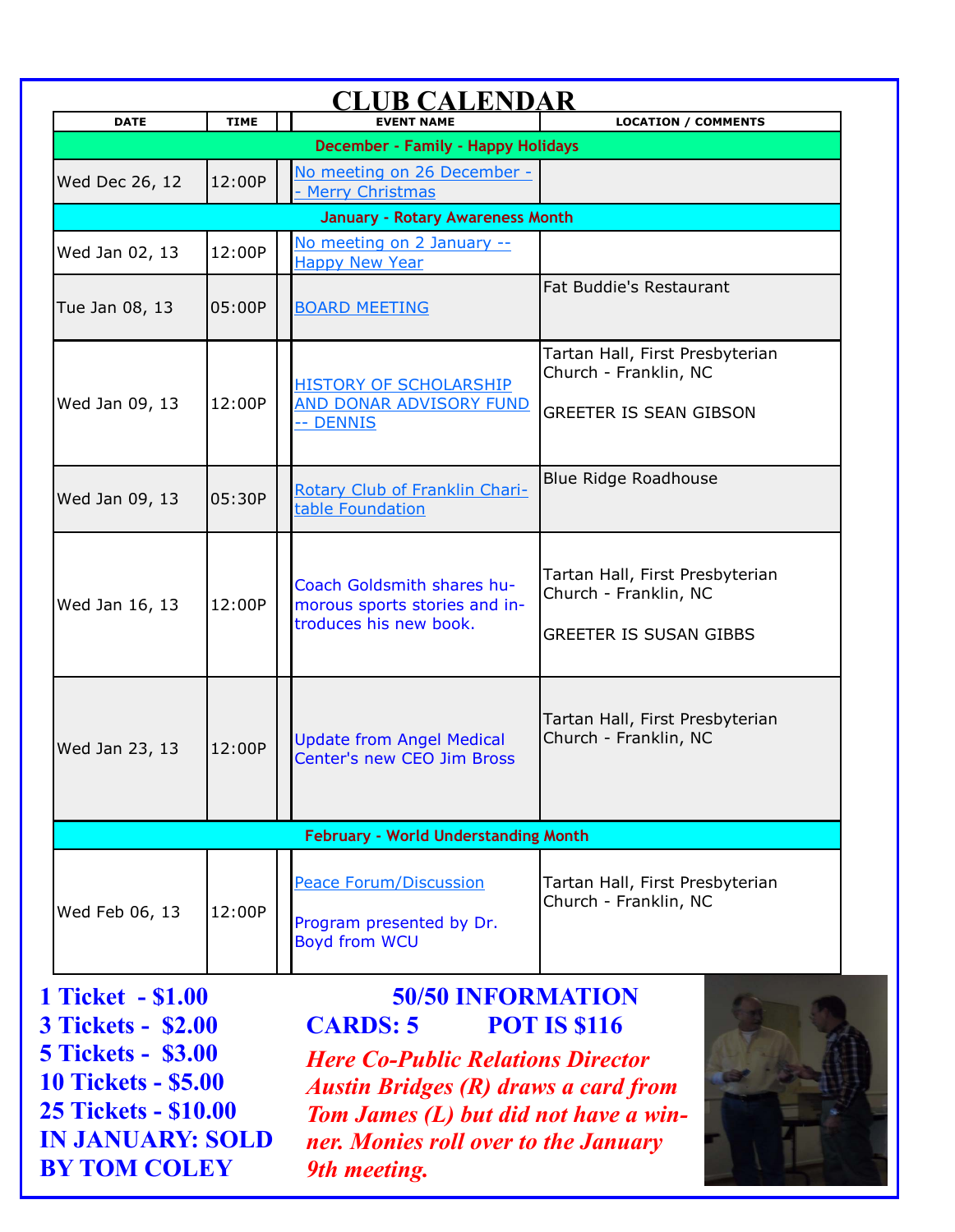# CLUB CALENDAR

| DATE | TIME | | EVENT NAME | LOCATION / COMMENTS |
|---|---|---|---|---|
| **December - Family - Happy Holidays** | | | | |
| Wed Dec 26, 12 | 12:00P | | No meeting on 26 December -- Merry Christmas | |
| **January - Rotary Awareness Month** | | | | |
| Wed Jan 02, 13 | 12:00P | | No meeting on 2 January -- Happy New Year | |
| Tue Jan 08, 13 | 05:00P | | BOARD MEETING | Fat Buddie's Restaurant |
| Wed Jan 09, 13 | 12:00P | | HISTORY OF SCHOLARSHIP AND DONAR ADVISORY FUND -- DENNIS | Tartan Hall, First Presbyterian Church - Franklin, NC<br><br>GREETER IS SEAN GIBSON |
| Wed Jan 09, 13 | 05:30P | | Rotary Club of Franklin Charitable Foundation | Blue Ridge Roadhouse |
| Wed Jan 16, 13 | 12:00P | | Coach Goldsmith shares humorous sports stories and introduces his new book. | Tartan Hall, First Presbyterian Church - Franklin, NC<br><br>GREETER IS SUSAN GIBBS |
| Wed Jan 23, 13 | 12:00P | | Update from Angel Medical Center's new CEO Jim Bross | Tartan Hall, First Presbyterian Church - Franklin, NC |
| **February - World Understanding Month** | | | | |
| Wed Feb 06, 13 | 12:00P | | Peace Forum/Discussion<br><br>Program presented by Dr. Boyd from WCU | Tartan Hall, First Presbyterian Church - Franklin, NC |

**1 Ticket - $1.00**
**3 Tickets - $2.00**
**5 Tickets - $3.00**
**10 Tickets - $5.00**
**25 Tickets - $10.00**
**IN JANUARY: SOLD BY TOM COLEY**

## 50/50 INFORMATION

**CARDS: 5 POT IS $116**

***Here Co-Public Relations Director Austin Bridges (R) draws a card from Tom James (L) but did not have a winner. Monies roll over to the January 9th meeting.***